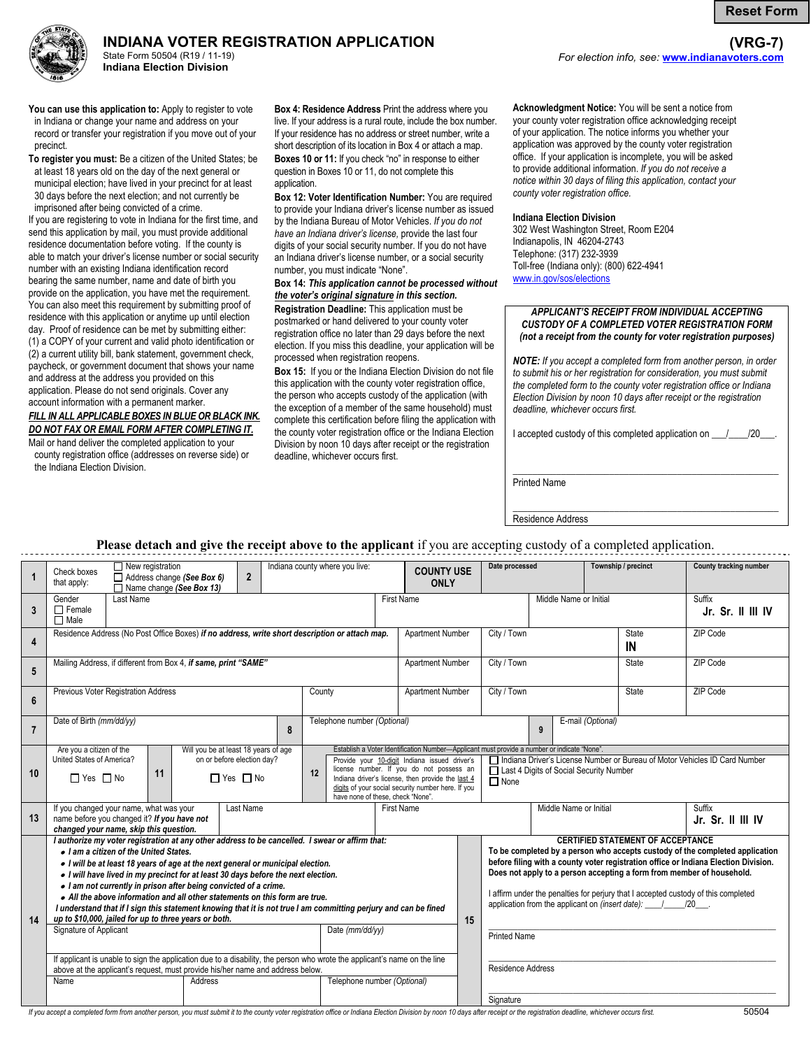Reset Form

# INDIANA VOTER REGISTRATION APPLICATION

State Form 50504 (R19 / 11-19)
**Indiana Election Division**

**(VRG-7)**
*For election info, see:* **www.indianavoters.com**

**You can use this application to:** Apply to register to vote in Indiana or change your name and address on your record or transfer your registration if you move out of your precinct.

**To register you must:** Be a citizen of the United States; be at least 18 years old on the day of the next general or municipal election; have lived in your precinct for at least 30 days before the next election; and not currently be imprisoned after being convicted of a crime.

If you are registering to vote in Indiana for the first time, and send this application by mail, you must provide additional residence documentation before voting. If the county is able to match your driver's license number or social security number with an existing Indiana identification record bearing the same number, name and date of birth you provide on the application, you have met the requirement. You can also meet this requirement by submitting proof of residence with this application or anytime up until election day. Proof of residence can be met by submitting either: (1) a COPY of your current and valid photo identification or (2) a current utility bill, bank statement, government check, paycheck, or government document that shows your name and address at the address you provided on this application. Please do not send originals. Cover any account information with a permanent marker.

***FILL IN ALL APPLICABLE BOXES IN BLUE OR BLACK INK.***
***DO NOT FAX OR EMAIL FORM AFTER COMPLETING IT.***

Mail or hand deliver the completed application to your county registration office (addresses on reverse side) or the Indiana Election Division.

**Box 4: Residence Address** Print the address where you live. If your address is a rural route, include the box number. If your residence has no address or street number, write a short description of its location in Box 4 or attach a map.

**Boxes 10 or 11:** If you check "no" in response to either question in Boxes 10 or 11, do not complete this application.

**Box 12: Voter Identification Number:** You are required to provide your Indiana driver's license number as issued by the Indiana Bureau of Motor Vehicles. *If you do not have an Indiana driver's license,* provide the last four digits of your social security number. If you do not have an Indiana driver's license number, or a social security number, you must indicate "None".

**Box 14:** ***This application cannot be processed without the voter's original signature in this section.***

**Registration Deadline:** This application must be postmarked or hand delivered to your county voter registration office no later than 29 days before the next election. If you miss this deadline, your application will be processed when registration reopens.

**Box 15:** If you or the Indiana Election Division do not file this application with the county voter registration office, the person who accepts custody of the application (with the exception of a member of the same household) must complete this certification before filing the application with the county voter registration office or the Indiana Election Division by noon 10 days after receipt or the registration deadline, whichever occurs first.

**Acknowledgment Notice:** You will be sent a notice from your county voter registration office acknowledging receipt of your application. The notice informs you whether your application was approved by the county voter registration office. If your application is incomplete, you will be asked to provide additional information. *If you do not receive a notice within 30 days of filing this application, contact your county voter registration office.*

**Indiana Election Division**
302 West Washington Street, Room E204
Indianapolis, IN 46204-2743
Telephone: (317) 232-3939
Toll-free (Indiana only): (800) 622-4941
www.in.gov/sos/elections

***APPLICANT'S RECEIPT FROM INDIVIDUAL ACCEPTING CUSTODY OF A COMPLETED VOTER REGISTRATION FORM (not a receipt from the county for voter registration purposes)***

***NOTE:*** *If you accept a completed form from another person, in order to submit his or her registration for consideration, you must submit the completed form to the county voter registration office or Indiana Election Division by noon 10 days after receipt or the registration deadline, whichever occurs first.*

I accepted custody of this completed application on ___/____/20___.

Printed Name

Residence Address

**Please detach and give the receipt above to the applicant** if you are accepting custody of a completed application.

| # | Field | | | | |
|---|---|---|---|---|---|
| 1 | Check boxes that apply: ☐ New registration ☐ Address change *(See Box 6)* ☐ Name change *(See Box 13)* | **2** Indiana county where you live: | **COUNTY USE ONLY** Date processed | Township / precinct | County tracking number |
| 3 | Gender ☐ Female ☐ Male | Last Name | First Name | Middle Name or Initial | Suffix **Jr. Sr. II III IV** |
| 4 | Residence Address (No Post Office Boxes) ***if no address, write short description or attach map.*** | Apartment Number | City / Town | State **IN** | ZIP Code |
| 5 | Mailing Address, if different from Box 4, ***if same, print "SAME"*** | Apartment Number | City / Town | State | ZIP Code |
| 6 | Previous Voter Registration Address | County | Apartment Number / City / Town | State | ZIP Code |
| 7 | Date of Birth *(mm/dd/yy)* | **8** Telephone number *(Optional)* | **9** E-mail *(Optional)* | | |
| 10 | Are you a citizen of the United States of America? ☐ Yes ☐ No | **11** Will you be at least 18 years of age on or before election day? ☐ Yes ☐ No | **12** Establish a Voter Identification Number—Applicant must provide a number or indicate "None". Provide your 10-digit Indiana issued driver's license number. If you do not possess an Indiana driver's license, then provide the last 4 digits of your social security number here. If you have none of these, check "None". | ☐ Indiana Driver's License Number or Bureau of Motor Vehicles ID Card Number ☐ Last 4 Digits of Social Security Number ☐ None | |
| 13 | If you changed your name, what was your name before you changed it? ***If you have not changed your name, skip this question.*** | Last Name | First Name | Middle Name or Initial | Suffix **Jr. Sr. II III IV** |

**14**

***I authorize my voter registration at any other address to be cancelled. I swear or affirm that:***
- ***I am a citizen of the United States.***
- ***I will be at least 18 years of age at the next general or municipal election.***
- ***I will have lived in my precinct for at least 30 days before the next election.***
- ***I am not currently in prison after being convicted of a crime.***
- ***All the above information and all other statements on this form are true.***

***I understand that if I submit this statement knowing that it is not true I am committing perjury and can be fined up to $10,000, jailed for up to three years or both.***

Signature of Applicant | Date *(mm/dd/yy)*

If applicant is unable to sign the application due to a disability, the person who wrote the applicant's name on the line above at the applicant's request, must provide his/her name and address below.

Name | Address | Telephone number *(Optional)*

**15**

**CERTIFIED STATEMENT OF ACCEPTANCE**

**To be completed by a person who accepts custody of the completed application before filing with a county voter registration office or Indiana Election Division. Does not apply to a person accepting a form from member of household.**

I affirm under the penalties for perjury that I accepted custody of this completed application from the applicant on *(insert date)*: ____/_____/20___.

Printed Name

Residence Address

Signature

*If you accept a completed form from another person, you must submit it to the county voter registration office or Indiana Election Division by noon 10 days after receipt or the registration deadline, whichever occurs first.*

50504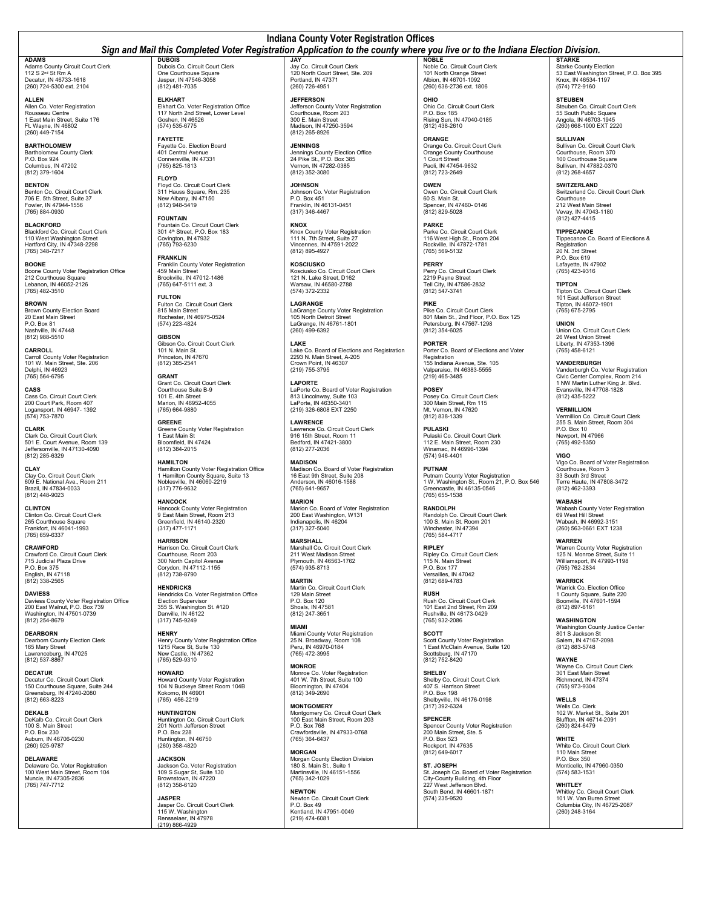# Indiana County Voter Registration Offices

***Sign and Mail this Completed Voter Registration Application to the county where you live or to the Indiana Election Division.***

**ADAMS**
Adams County Circuit Court Clerk
112 S 2nd St Rm A
Decatur, IN 46733-1618
(260) 724-5300 ext. 2104

**ALLEN**
Allen Co. Voter Registration
Rousseau Centre
1 East Main Street, Suite 176
Ft. Wayne, IN 46802
(260) 449-7154

**BARTHOLOMEW**
Bartholomew County Clerk
P.O. Box 924
Columbus, IN 47202
(812) 379-1604

**BENTON**
Benton Co. Circuit Court Clerk
706 E. 5th Street, Suite 37
Fowler, IN 47944-1556
(765) 884-0930

**BLACKFORD**
Blackford Co. Circuit Court Clerk
110 West Washington Street
Hartford City, IN 47348-2298
(765) 348-7217

**BOONE**
Boone County Voter Registration Office
212 Courthouse Square
Lebanon, IN 46052-2126
(765) 482-3510

**BROWN**
Brown County Election Board
20 East Main Street
P.O. Box 81
Nashville, IN 47448
(812) 988-5510

**CARROLL**
Carroll County Voter Registration
101 W. Main Street, Ste. 206
Delphi, IN 46923
(765) 564-6795

**CASS**
Cass Co. Circuit Court Clerk
200 Court Park, Room 407
Logansport, IN 46947- 1392
(574) 753-7870

**CLARK**
Clark Co. Circuit Court Clerk
501 E. Court Avenue, Room 139
Jeffersonville, IN 47130-4090
(812) 285-6329

**CLAY**
Clay Co. Circuit Court Clerk
609 E. National Ave., Room 211
Brazil, IN 47834-0033
(812) 448-9023

**CLINTON**
Clinton Co. Circuit Court Clerk
265 Courthouse Square
Frankfort, IN 46041-1993
(765) 659-6337

**CRAWFORD**
Crawford Co. Circuit Court Clerk
715 Judicial Plaza Drive
P.O. Box 375
English, IN 47118
(812) 338-2565

**DAVIESS**
Daviess County Voter Registration Office
200 East Walnut, P.O. Box 739
Washington, IN 47501-0739
(812) 254-8679

**DEARBORN**
Dearborn County Election Clerk
165 Mary Street
Lawrenceburg, IN 47025
(812) 537-8867

**DECATUR**
Decatur Co. Circuit Court Clerk
150 Courthouse Square, Suite 244
Greensburg, IN 47240-2080
(812) 663-8223

**DEKALB**
DeKalb Co. Circuit Court Clerk
100 S. Main Street
P.O. Box 230
Auburn, IN 46706-0230
(260) 925-9787

**DELAWARE**
Delaware Co. Voter Registration
100 West Main Street, Room 104
Muncie, IN 47305-2836
(765) 747-7712

**DUBOIS**
Dubois Co. Circuit Court Clerk
One Courthouse Square
Jasper, IN 47546-3058
(812) 481-7035

**ELKHART**
Elkhart Co. Voter Registration Office
117 North 2nd Street, Lower Level
Goshen, IN 46526
(574) 535-6775

**FAYETTE**
Fayette Co. Election Board
401 Central Avenue
Connersville, IN 47331
(765) 825-1813

**FLOYD**
Floyd Co. Circuit Court Clerk
311 Hauss Square, Rm. 235
New Albany, IN 47150
(812) 948-5419

**FOUNTAIN**
Fountain Co. Circuit Court Clerk
301 4th Street, P.O. Box 183
Covington, IN 47932
(765) 793-6230

**FRANKLIN**
Franklin County Voter Registration
459 Main Street
Brookville, IN 47012-1486
(765) 647-5111 ext. 3

**FULTON**
Fulton Co. Circuit Court Clerk
815 Main Street
Rochester, IN 46975-0524
(574) 223-4824

**GIBSON**
Gibson Co. Circuit Court Clerk
101 N. Main St.
Princeton, IN 47670
(812) 385-2541

**GRANT**
Grant Co. Circuit Court Clerk
Courthouse Suite B-9
101 E. 4th Street
Marion, IN 46952-4055
(765) 664-9880

**GREENE**
Greene County Voter Registration
1 East Main St
Bloomfield, IN 47424
(812) 384-2015

**HAMILTON**
Hamilton County Voter Registration Office
1 Hamilton County Square, Suite 13
Noblesville, IN 46060-2219
(317) 776-9632

**HANCOCK**
Hancock County Voter Registration
9 East Main Street, Room 213
Greenfield, IN 46140-2320
(317) 477-1171

**HARRISON**
Harrison Co. Circuit Court Clerk
Courthouse, Room 203
300 North Capitol Avenue
Corydon, IN 47112-1155
(812) 738-8790

**HENDRICKS**
Hendricks Co. Voter Registration Office
Election Supervisor
355 S. Washington St. #120
Danville, IN 46122
(317) 745-9249

**HENRY**
Henry County Voter Registration Office
1215 Race St, Suite 130
New Castle, IN 47362
(765) 529-9310

**HOWARD**
Howard County Voter Registration
104 N Buckeye Street Room 104B
Kokomo, IN 46901
(765) 456-2219

**HUNTINGTON**
Huntington Co. Circuit Court Clerk
201 North Jefferson Street
P.O. Box 228
Huntington, IN 46750
(260) 358-4820

**JACKSON**
Jackson Co. Voter Registration
109 S Sugar St, Suite 130
Brownstown, IN 47220
(812) 358-6120

**JASPER**
Jasper Co. Circuit Court Clerk
115 W. Washington
Rensselaer, IN 47978
(219) 866-4929

**JAY**
Jay Co. Circuit Court Clerk
120 North Court Street, Ste. 209
Portland, IN 47371
(260) 726-4951

**JEFFERSON**
Jefferson County Voter Registration
Courthouse, Room 203
300 E. Main Street
Madison, IN 47250-3594
(812) 265-8926

**JENNINGS**
Jennings County Election Office
24 Pike St., P.O. Box 385
Vernon, IN 47282-0385
(812) 352-3080

**JOHNSON**
Johnson Co. Voter Registration
P.O. Box 451
Franklin, IN 46131-0451
(317) 346-4467

**KNOX**
Knox County Voter Registration
111 N. 7th Street, Suite 27
Vincennes, IN 47591-2022
(812) 895-4927

**KOSCIUSKO**
Kosciusko Co. Circuit Court Clerk
121 N. Lake Street, D162
Warsaw, IN 46580-2788
(574) 372-2332

**LAGRANGE**
LaGrange County Voter Registration
105 North Detroit Street
LaGrange, IN 46761-1801
(260) 499-6392

**LAKE**
Lake Co. Board of Elections and Registration
2293 N. Main Street, A-205
Crown Point, IN 46307
(219) 755-3795

**LAPORTE**
LaPorte Co. Board of Voter Registration
813 Lincolnway, Suite 103
LaPorte, IN 46350-3401
(219) 326-6808 EXT 2250

**LAWRENCE**
Lawrence Co. Circuit Court Clerk
916 15th Street, Room 11
Bedford, IN 47421-3800
(812) 277-2036

**MADISON**
Madison Co. Board of Voter Registration
16 East 9th Street, Suite 208
Anderson, IN 46016-1588
(765) 641-9657

**MARION**
Marion Co. Board of Voter Registration
200 East Washington, W131
Indianapolis, IN 46204
(317) 327-5040

**MARSHALL**
Marshall Co. Circuit Court Clerk
211 West Madison Street
Plymouth, IN 46563-1762
(574) 935-8713

**MARTIN**
Martin Co. Circuit Court Clerk
129 Main Street
P.O. Box 120
Shoals, IN 47581
(812) 247-3651

**MIAMI**
Miami County Voter Registration
25 N. Broadway, Room 108
Peru, IN 46970-0184
(765) 472-3995

**MONROE**
Monroe Co. Voter Registration
401 W. 7th Street, Suite 100
Bloomington, IN 47404
(812) 349-2690

**MONTGOMERY**
Montgomery Co. Circuit Court Clerk
100 East Main Street, Room 203
P.O. Box 768
Crawfordsville, IN 47933-0768
(765) 364-6437

**MORGAN**
Morgan County Election Division
180 S. Main St., Suite 1
Martinsville, IN 46151-1556
(765) 342-1029

**NEWTON**
Newton Co. Circuit Court Clerk
P.O. Box 49
Kentland, IN 47951-0049
(219) 474-6081

**NOBLE**
Noble Co. Circuit Court Clerk
101 North Orange Street
Albion, IN 46701-1092
(260) 636-2736 ext. 1806

**OHIO**
Ohio Co. Circuit Court Clerk
P.O. Box 185
Rising Sun, IN 47040-0185
(812) 438-2610

**ORANGE**
Orange Co. Circuit Court Clerk
Orange County Courthouse
1 Court Street
Paoli, IN 47454-9632
(812) 723-2649

**OWEN**
Owen Co. Circuit Court Clerk
60 S. Main St.
Spencer, IN 47460- 0146
(812) 829-5028

**PARKE**
Parke Co. Circuit Court Clerk
116 West High St., Room 204
Rockville, IN 47872-1781
(765) 569-5132

**PERRY**
Perry Co. Circuit Court Clerk
2219 Payne Street
Tell City, IN 47586-2832
(812) 547-3741

**PIKE**
Pike Co. Circuit Court Clerk
801 Main St., 2nd Floor, P.O. Box 125
Petersburg, IN 47567-1298
(812) 354-6025

**PORTER**
Porter Co. Board of Elections and Voter Registration
155 Indiana Avenue, Ste. 105
Valparaiso, IN 46383-5555
(219) 465-3485

**POSEY**
Posey Co. Circuit Court Clerk
300 Main Street, Rm 115
Mt. Vernon, IN 47620
(812) 838-1339

**PULASKI**
Pulaski Co. Circuit Court Clerk
112 E. Main Street, Room 230
Winamac, IN 46996-1394
(574) 946-4401

**PUTNAM**
Putnam County Voter Registration
1 W. Washington St., Room 21, P.O. Box 546
Greencastle, IN 46135-0546
(765) 655-1538

**RANDOLPH**
Randolph Co. Circuit Court Clerk
100 S. Main St. Room 201
Winchester, IN 47394
(765) 584-4717

**RIPLEY**
Ripley Co. Circuit Court Clerk
115 N. Main Street
P.O. Box 177
Versailles, IN 47042
(812) 689-4783

**RUSH**
Rush Co. Circuit Court Clerk
101 East 2nd Street, Rm 209
Rushville, IN 46173-0429
(765) 932-2086

**SCOTT**
Scott County Voter Registration
1 East McClain Avenue, Suite 120
Scottsburg, IN 47170
(812) 752-8420

**SHELBY**
Shelby Co. Circuit Court Clerk
407 S. Harrison Street
P.O. Box 198
Shelbyville, IN 46176-0198
(317) 392-6324

**SPENCER**
Spencer County Voter Registration
200 Main Street, Ste. 5
P.O. Box 523
Rockport, IN 47635
(812) 649-6017

**ST. JOSEPH**
St. Joseph Co. Board of Voter Registration
City-County Building, 4th Floor
227 West Jefferson Blvd.
South Bend, IN 46601-1871
(574) 235-9520

**STARKE**
Starke County Election
53 East Washington Street, P.O. Box 395
Knox, IN 46534-1197
(574) 772-9160

**STEUBEN**
Steuben Co. Circuit Court Clerk
55 South Public Square
Angola, IN 46703-1945
(260) 668-1000 EXT 2220

**SULLIVAN**
Sullivan Co. Circuit Court Clerk
Courthouse, Room 370
100 Courthouse Square
Sullivan, IN 47882-0370
(812) 268-4657

**SWITZERLAND**
Switzerland Co. Circuit Court Clerk
Courthouse
212 West Main Street
Vevay, IN 47043-1180
(812) 427-4415

**TIPPECANOE**
Tippecanoe Co. Board of Elections & Registration
20 N. 3rd Street
P.O. Box 619
Lafayette, IN 47902
(765) 423-9316

**TIPTON**
Tipton Co. Circuit Court Clerk
101 East Jefferson Street
Tipton, IN 46072-1901
(765) 675-2795

**UNION**
Union Co. Circuit Court Clerk
26 West Union Street
Liberty, IN 47353-1396
(765) 458-6121

**VANDERBURGH**
Vanderburgh Co. Voter Registration
Civic Center Complex, Room 214
1 NW Martin Luther King Jr. Blvd.
Evansville, IN 47708-1828
(812) 435-5222

**VERMILLION**
Vermillion Co. Circuit Court Clerk
255 S. Main Street, Room 304
P.O. Box 10
Newport, IN 47966
(765) 492-5350

**VIGO**
Vigo Co. Board of Voter Registration
Courthouse, Room 3
33 South 3rd Street
Terre Haute, IN 47808-3472
(812) 462-3393

**WABASH**
Wabash County Voter Registration
69 West Hill Street
Wabash, IN 46992-3151
(260) 563-0661 EXT 1238

**WARREN**
Warren County Voter Registration
125 N. Monroe Street, Suite 11
Williamsport, IN 47993-1198
(765) 762-2834

**WARRICK**
Warrick Co. Election Office
1 County Square, Suite 220
Boonville, IN 47601-1594
(812) 897-6161

**WASHINGTON**
Washington County Justice Center
801 S Jackson St
Salem, IN 47167-2098
(812) 883-5748

**WAYNE**
Wayne Co. Circuit Court Clerk
301 East Main Street
Richmond, IN 47374
(765) 973-9304

**WELLS**
Wells Co. Clerk
102 W. Market St., Suite 201
Bluffton, IN 46714-2091
(260) 824-6479

**WHITE**
White Co. Circuit Court Clerk
110 Main Street
P.O. Box 350
Monticello, IN 47960-0350
(574) 583-1531

**WHITLEY**
Whitley Co. Circuit Court Clerk
101 W. Van Buren Street
Columbia City, IN 46725-2087
(260) 248-3164